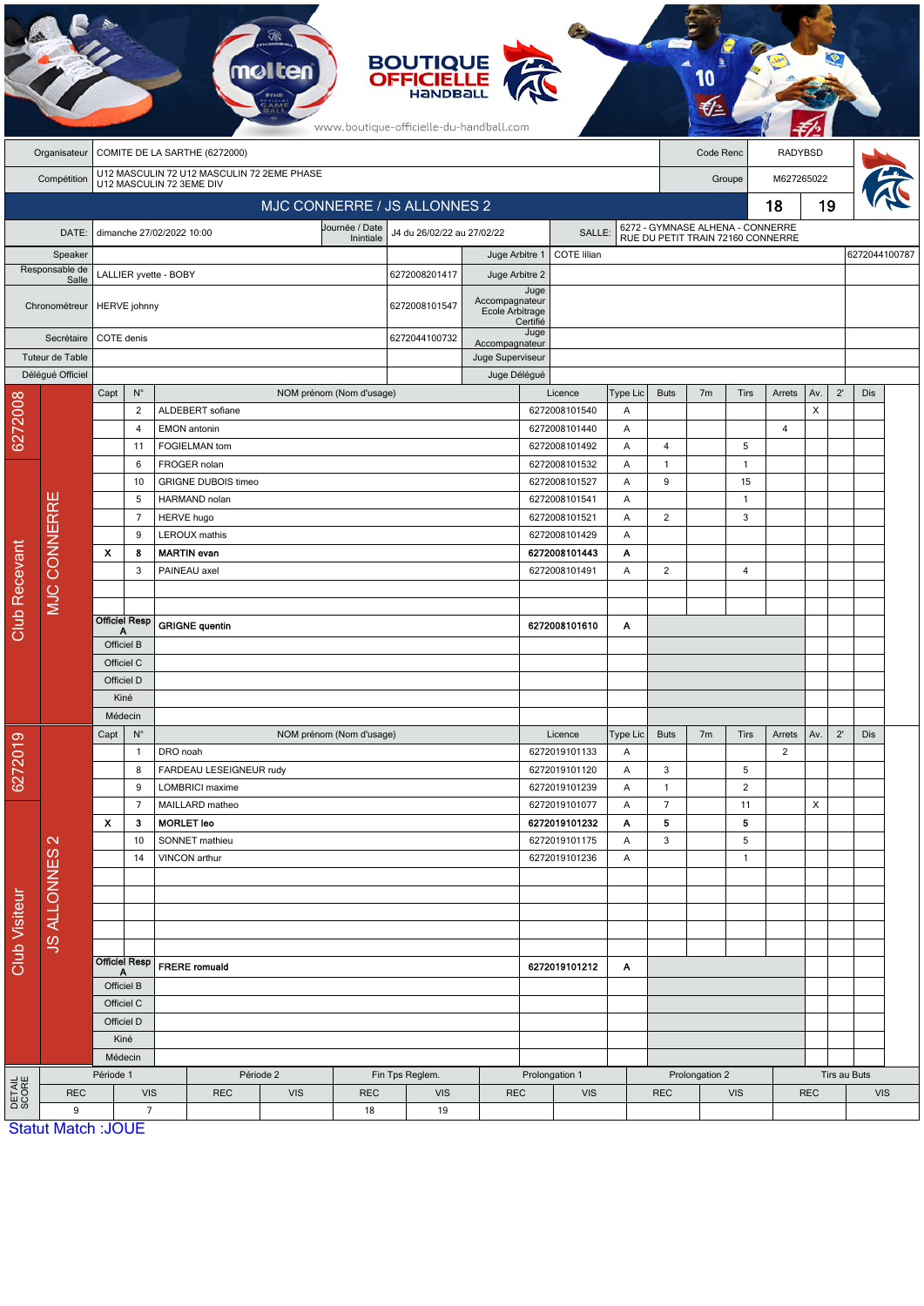BOUTIQUE OFFICIELLE HANDBALL

www.boutique-officielle-du-handball.com

| | | | |
|---|---|---|---|
| Organisateur | COMITE DE LA SARTHE (6272000) | Code Renc | RADYBSD |
| Compétition | U12 MASCULIN 72 U12 MASCULIN 72 2EME PHASE U12 MASCULIN 72 3EME DIV | Groupe | M627265022 |

## MJC CONNERRE / JS ALLONNES 2 — 18 / 19

| | | | | | |
|---|---|---|---|---|---|
| DATE: | dimanche 27/02/2022 10:00 | Journée / Date Initiale | J4 du 26/02/22 au 27/02/22 | SALLE: | 6272 - GYMNASE ALHENA - CONNERRE RUE DU PETIT TRAIN 72160 CONNERRE |

| | | | | | |
|---|---|---|---|---|---|
| Speaker | | | Juge Arbitre 1 | COTE lilian | 6272044100787 |
| Responsable de Salle | LALLIER yvette - BOBY | 6272008201417 | Juge Arbitre 2 | | |
| Chronométreur | HERVE johnny | 6272008101547 | Juge Accompagnateur Ecole Arbitrage Certifié | | |
| Secrétaire | COTE denis | 6272044100732 | Juge Accompagnateur | | |
| Tuteur de Table | | | Juge Superviseur | | |
| Délégué Officiel | | | Juge Délégué | | |

### Club Recevant — 6272008 — MJC CONNERRE

| Capt | N° | NOM prénom (Nom d'usage) | Licence | Type Lic | Buts | 7m | Tirs | Arrets | Av. | 2' | Dis |
|---|---|---|---|---|---|---|---|---|---|---|---|
| | 2 | ALDEBERT sofiane | 6272008101540 | A | | | | | X | | |
| | 4 | EMON antonin | 6272008101440 | A | | | | 4 | | | |
| | 11 | FOGIELMAN tom | 6272008101492 | A | 4 | | 5 | | | | |
| | 6 | FROGER nolan | 6272008101532 | A | 1 | | 1 | | | | |
| | 10 | GRIGNE DUBOIS timeo | 6272008101527 | A | 9 | | 15 | | | | |
| | 5 | HARMAND nolan | 6272008101541 | A | | | 1 | | | | |
| | 7 | HERVE hugo | 6272008101521 | A | 2 | | 3 | | | | |
| | 9 | LEROUX mathis | 6272008101429 | A | | | | | | | |
| **X** | **8** | **MARTIN evan** | **6272008101443** | **A** | | | | | | | |
| | 3 | PAINEAU axel | 6272008101491 | A | 2 | | 4 | | | | |
| Officiel Resp A | | **GRIGNE quentin** | **6272008101610** | **A** | | | | | | | |
| Officiel B | | | | | | | | | | | |
| Officiel C | | | | | | | | | | | |
| Officiel D | | | | | | | | | | | |
| Kiné | | | | | | | | | | | |
| Médecin | | | | | | | | | | | |

### Club Visiteur — 6272019 — JS ALLONNES 2

| Capt | N° | NOM prénom (Nom d'usage) | Licence | Type Lic | Buts | 7m | Tirs | Arrets | Av. | 2' | Dis |
|---|---|---|---|---|---|---|---|---|---|---|---|
| | 1 | DRO noah | 6272019101133 | A | | | | 2 | | | |
| | 8 | FARDEAU LESEIGNEUR rudy | 6272019101120 | A | 3 | | 5 | | | | |
| | 9 | LOMBRICI maxime | 6272019101239 | A | 1 | | 2 | | | | |
| | 7 | MAILLARD matheo | 6272019101077 | A | 7 | | 11 | | X | | |
| **X** | **3** | **MORLET leo** | **6272019101232** | **A** | **5** | | **5** | | | | |
| | 10 | SONNET mathieu | 6272019101175 | A | 3 | | 5 | | | | |
| | 14 | VINCON arthur | 6272019101236 | A | | | 1 | | | | |
| Officiel Resp A | | **FRERE romuald** | **6272019101212** | **A** | | | | | | | |
| Officiel B | | | | | | | | | | | |
| Officiel C | | | | | | | | | | | |
| Officiel D | | | | | | | | | | | |
| Kiné | | | | | | | | | | | |
| Médecin | | | | | | | | | | | |

### DETAIL SCORE

| Période 1 | | Période 2 | | Fin Tps Reglem. | | Prolongation 1 | | Prolongation 2 | | Tirs au Buts | |
|---|---|---|---|---|---|---|---|---|---|---|---|
| REC | VIS | REC | VIS | REC | VIS | REC | VIS | REC | VIS | REC | VIS |
| 9 | 7 | | | 18 | 19 | | | | | | |

Statut Match :JOUE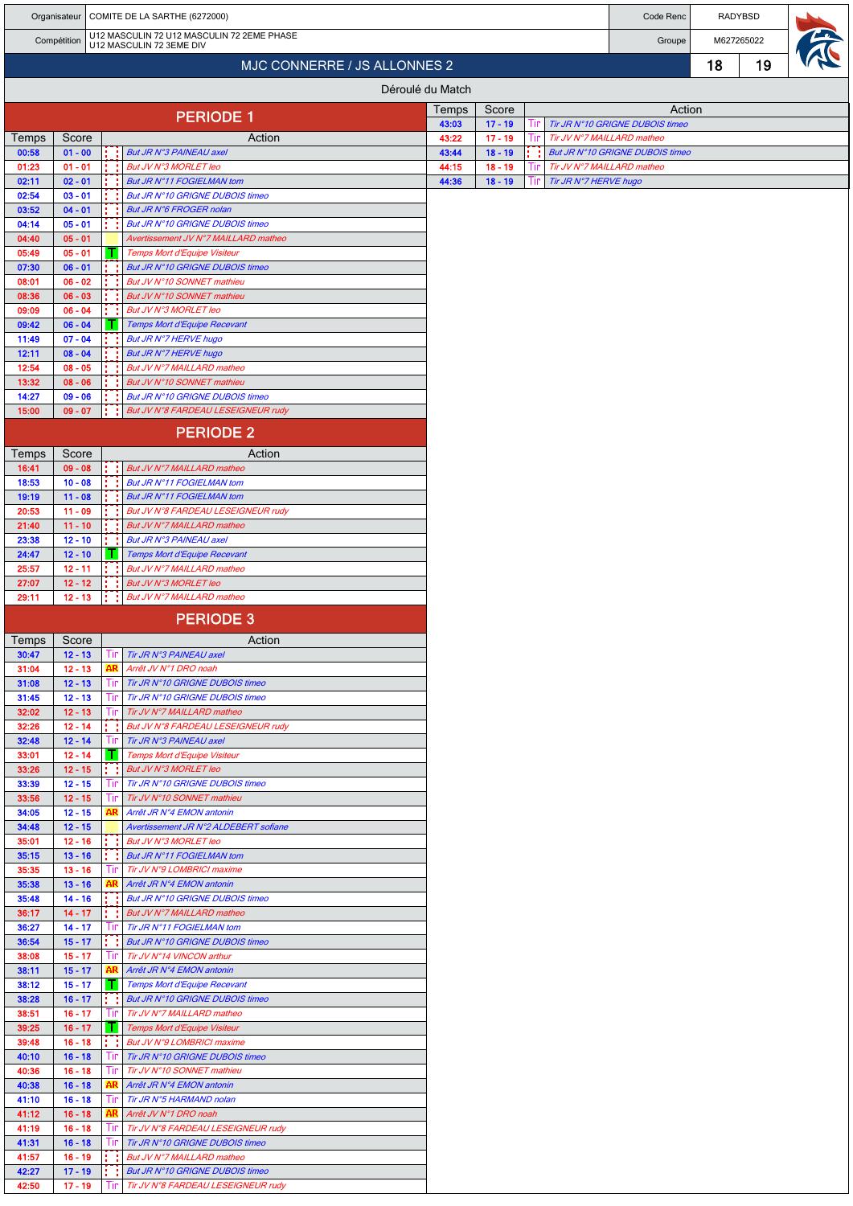| Organisateur | COMITE DE LA SARTHE (6272000) | Code Renc | RADYBSD |
|---|---|---|---|
| Compétition | U12 MASCULIN 72 U12 MASCULIN 72 2EME PHASE U12 MASCULIN 72 3EME DIV | Groupe | M627265022 |

## MJC CONNERRE / JS ALLONNES 2 — 18 | 19

### Déroulé du Match

## PERIODE 1

| Temps | Score | | Action |
|---|---|---|---|
| 00:58 | 01 - 00 | | But JR N°3 PAINEAU axel |
| 01:23 | 01 - 01 | | But JV N°3 MORLET leo |
| 02:11 | 02 - 01 | | But JR N°11 FOGIELMAN tom |
| 02:54 | 03 - 01 | | But JR N°10 GRIGNE DUBOIS timeo |
| 03:52 | 04 - 01 | | But JR N°6 FROGER nolan |
| 04:14 | 05 - 01 | | But JR N°10 GRIGNE DUBOIS timeo |
| 04:40 | 05 - 01 | | Avertissement JV N°7 MAILLARD matheo |
| 05:49 | 05 - 01 | T | Temps Mort d'Equipe Visiteur |
| 07:30 | 06 - 01 | | But JR N°10 GRIGNE DUBOIS timeo |
| 08:01 | 06 - 02 | | But JV N°10 SONNET mathieu |
| 08:36 | 06 - 03 | | But JV N°10 SONNET mathieu |
| 09:09 | 06 - 04 | | But JV N°3 MORLET leo |
| 09:42 | 06 - 04 | T | Temps Mort d'Equipe Recevant |
| 11:49 | 07 - 04 | | But JR N°7 HERVE hugo |
| 12:11 | 08 - 04 | | But JR N°7 HERVE hugo |
| 12:54 | 08 - 05 | | But JV N°7 MAILLARD matheo |
| 13:32 | 08 - 06 | | But JV N°10 SONNET mathieu |
| 14:27 | 09 - 06 | | But JR N°10 GRIGNE DUBOIS timeo |
| 15:00 | 09 - 07 | | But JV N°8 FARDEAU LESEIGNEUR rudy |

## PERIODE 2

| Temps | Score | | Action |
|---|---|---|---|
| 16:41 | 09 - 08 | | But JV N°7 MAILLARD matheo |
| 18:53 | 10 - 08 | | But JR N°11 FOGIELMAN tom |
| 19:19 | 11 - 08 | | But JR N°11 FOGIELMAN tom |
| 20:53 | 11 - 09 | | But JV N°8 FARDEAU LESEIGNEUR rudy |
| 21:40 | 11 - 10 | | But JV N°7 MAILLARD matheo |
| 23:38 | 12 - 10 | | But JR N°3 PAINEAU axel |
| 24:47 | 12 - 10 | T | Temps Mort d'Equipe Recevant |
| 25:57 | 12 - 11 | | But JV N°7 MAILLARD matheo |
| 27:07 | 12 - 12 | | But JV N°3 MORLET leo |
| 29:11 | 12 - 13 | | But JV N°7 MAILLARD matheo |

## PERIODE 3

| Temps | Score | | Action |
|---|---|---|---|
| 30:47 | 12 - 13 | Tir | Tir JR N°3 PAINEAU axel |
| 31:04 | 12 - 13 | AR | Arrêt JV N°1 DRO noah |
| 31:08 | 12 - 13 | Tir | Tir JR N°10 GRIGNE DUBOIS timeo |
| 31:45 | 12 - 13 | Tir | Tir JR N°10 GRIGNE DUBOIS timeo |
| 32:02 | 12 - 13 | Tir | Tir JV N°7 MAILLARD matheo |
| 32:26 | 12 - 14 | | But JV N°8 FARDEAU LESEIGNEUR rudy |
| 32:48 | 12 - 14 | Tir | Tir JR N°3 PAINEAU axel |
| 33:01 | 12 - 14 | T | Temps Mort d'Equipe Visiteur |
| 33:26 | 12 - 15 | | But JV N°3 MORLET leo |
| 33:39 | 12 - 15 | Tir | Tir JR N°10 GRIGNE DUBOIS timeo |
| 33:56 | 12 - 15 | Tir | Tir JV N°10 SONNET mathieu |
| 34:05 | 12 - 15 | AR | Arrêt JR N°4 EMON antonin |
| 34:48 | 12 - 15 | | Avertissement JR N°2 ALDEBERT sofiane |
| 35:01 | 12 - 16 | | But JV N°3 MORLET leo |
| 35:15 | 13 - 16 | | But JR N°11 FOGIELMAN tom |
| 35:35 | 13 - 16 | Tir | Tir JV N°9 LOMBRICI maxime |
| 35:38 | 13 - 16 | AR | Arrêt JR N°4 EMON antonin |
| 35:48 | 14 - 16 | | But JR N°10 GRIGNE DUBOIS timeo |
| 36:17 | 14 - 17 | | But JV N°7 MAILLARD matheo |
| 36:27 | 14 - 17 | Tir | Tir JR N°11 FOGIELMAN tom |
| 36:54 | 15 - 17 | | But JR N°10 GRIGNE DUBOIS timeo |
| 38:08 | 15 - 17 | Tir | Tir JV N°14 VINCON arthur |
| 38:11 | 15 - 17 | AR | Arrêt JR N°4 EMON antonin |
| 38:12 | 15 - 17 | T | Temps Mort d'Equipe Recevant |
| 38:28 | 16 - 17 | | But JR N°10 GRIGNE DUBOIS timeo |
| 38:51 | 16 - 17 | Tir | Tir JV N°7 MAILLARD matheo |
| 39:25 | 16 - 17 | T | Temps Mort d'Equipe Visiteur |
| 39:48 | 16 - 18 | | But JV N°9 LOMBRICI maxime |
| 40:10 | 16 - 18 | Tir | Tir JR N°10 GRIGNE DUBOIS timeo |
| 40:36 | 16 - 18 | Tir | Tir JV N°10 SONNET mathieu |
| 40:38 | 16 - 18 | AR | Arrêt JR N°4 EMON antonin |
| 41:10 | 16 - 18 | Tir | Tir JR N°5 HARMAND nolan |
| 41:12 | 16 - 18 | AR | Arrêt JV N°1 DRO noah |
| 41:19 | 16 - 18 | Tir | Tir JV N°8 FARDEAU LESEIGNEUR rudy |
| 41:31 | 16 - 18 | Tir | Tir JR N°10 GRIGNE DUBOIS timeo |
| 41:57 | 16 - 19 | | But JV N°7 MAILLARD matheo |
| 42:27 | 17 - 19 | | But JR N°10 GRIGNE DUBOIS timeo |
| 42:50 | 17 - 19 | Tir | Tir JV N°8 FARDEAU LESEIGNEUR rudy |
| 43:03 | 17 - 19 | Tir | Tir JR N°10 GRIGNE DUBOIS timeo |
| 43:22 | 17 - 19 | Tir | Tir JV N°7 MAILLARD matheo |
| 43:44 | 18 - 19 | | But JR N°10 GRIGNE DUBOIS timeo |
| 44:15 | 18 - 19 | Tir | Tir JV N°7 MAILLARD matheo |
| 44:36 | 18 - 19 | Tir | Tir JR N°7 HERVE hugo |